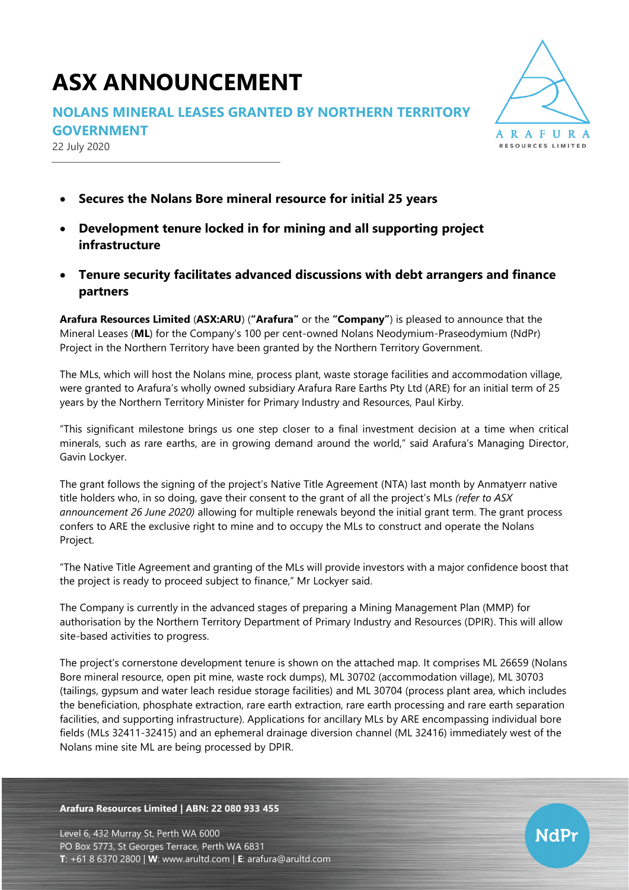# ASX ANNOUNCEMENT

## NOLANS MINERAL LEASES GRANTED BY NORTHERN TERRITORY GOVERNMENT

22 July 2020

- **Secures the Nolans Bore mineral resource for initial 25 years**
- **Development tenure locked in for mining and all supporting project infrastructure**
- **Tenure security facilitates advanced discussions with debt arrangers and finance partners**

**Arafura Resources Limited** (**ASX:ARU**) (**"Arafura"** or the **"Company"**) is pleased to announce that the Mineral Leases (**ML**) for the Company's 100 per cent-owned Nolans Neodymium-Praseodymium (NdPr) Project in the Northern Territory have been granted by the Northern Territory Government.

The MLs, which will host the Nolans mine, process plant, waste storage facilities and accommodation village, were granted to Arafura's wholly owned subsidiary Arafura Rare Earths Pty Ltd (ARE) for an initial term of 25 years by the Northern Territory Minister for Primary Industry and Resources, Paul Kirby.

"This significant milestone brings us one step closer to a final investment decision at a time when critical minerals, such as rare earths, are in growing demand around the world," said Arafura's Managing Director, Gavin Lockyer.

The grant follows the signing of the project's Native Title Agreement (NTA) last month by Anmatyerr native title holders who, in so doing, gave their consent to the grant of all the project's MLs *(refer to ASX announcement 26 June 2020)* allowing for multiple renewals beyond the initial grant term. The grant process confers to ARE the exclusive right to mine and to occupy the MLs to construct and operate the Nolans Project.

"The Native Title Agreement and granting of the MLs will provide investors with a major confidence boost that the project is ready to proceed subject to finance," Mr Lockyer said.

The Company is currently in the advanced stages of preparing a Mining Management Plan (MMP) for authorisation by the Northern Territory Department of Primary Industry and Resources (DPIR). This will allow site-based activities to progress.

The project's cornerstone development tenure is shown on the attached map. It comprises ML 26659 (Nolans Bore mineral resource, open pit mine, waste rock dumps), ML 30702 (accommodation village), ML 30703 (tailings, gypsum and water leach residue storage facilities) and ML 30704 (process plant area, which includes the beneficiation, phosphate extraction, rare earth extraction, rare earth processing and rare earth separation facilities, and supporting infrastructure). Applications for ancillary MLs by ARE encompassing individual bore fields (MLs 32411-32415) and an ephemeral drainage diversion channel (ML 32416) immediately west of the Nolans mine site ML are being processed by DPIR.

**Arafura Resources Limited | ABN: 22 080 933 455**

Level 6, 432 Murray St, Perth WA 6000
PO Box 5773, St Georges Terrace, Perth WA 6831
**T**: +61 8 6370 2800 | **W**: www.arultd.com | **E**: arafura@arultd.com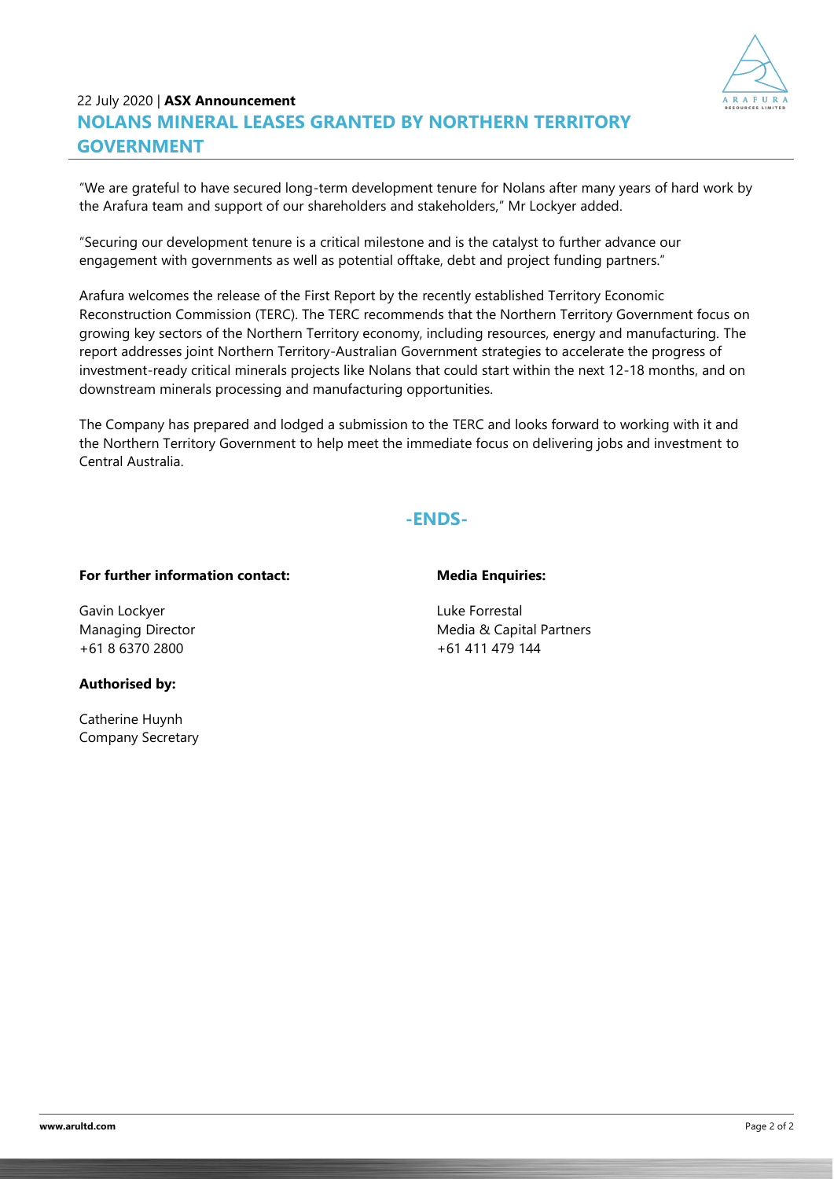"We are grateful to have secured long-term development tenure for Nolans after many years of hard work by the Arafura team and support of our shareholders and stakeholders," Mr Lockyer added.

"Securing our development tenure is a critical milestone and is the catalyst to further advance our engagement with governments as well as potential offtake, debt and project funding partners."

Arafura welcomes the release of the First Report by the recently established Territory Economic Reconstruction Commission (TERC). The TERC recommends that the Northern Territory Government focus on growing key sectors of the Northern Territory economy, including resources, energy and manufacturing. The report addresses joint Northern Territory-Australian Government strategies to accelerate the progress of investment-ready critical minerals projects like Nolans that could start within the next 12-18 months, and on downstream minerals processing and manufacturing opportunities.

The Company has prepared and lodged a submission to the TERC and looks forward to working with it and the Northern Territory Government to help meet the immediate focus on delivering jobs and investment to Central Australia.

**-ENDS-**

**For further information contact:**

Gavin Lockyer
Managing Director
+61 8 6370 2800

**Media Enquiries:**

Luke Forrestal
Media & Capital Partners
+61 411 479 144

**Authorised by:**

Catherine Huynh
Company Secretary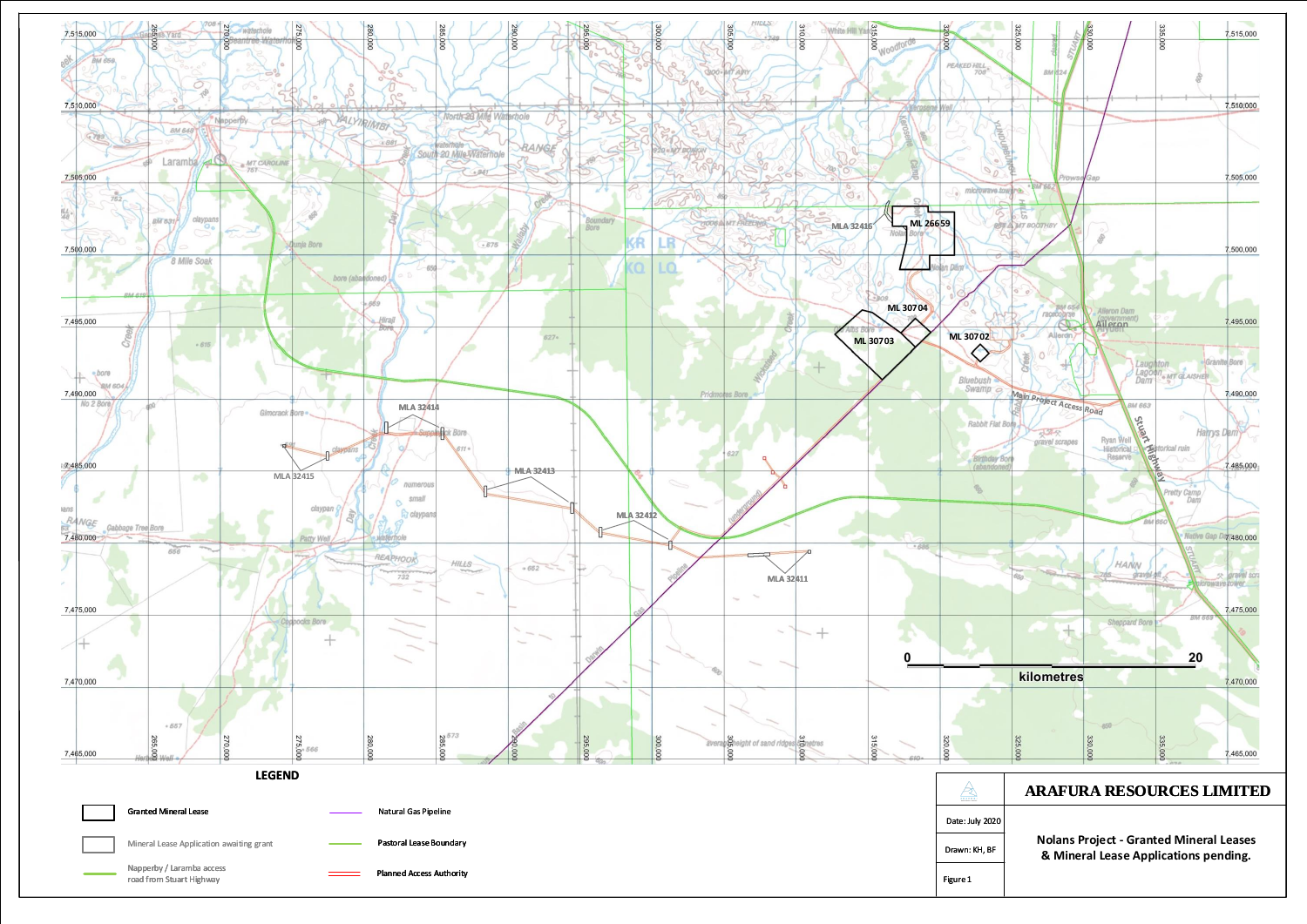ARAFURA RESOURCES LIMITED

Nolans Project - Granted Mineral Leases & Mineral Lease Applications pending.

Date: July 2020

Drawn: KH, BF

Figure 1

ML 26659

MLA 32416

ML 30704

ML 30703

ML 30702

MLA 32414

MLA 32415

MLA 32413

MLA 32412

MLA 32411

0

20

kilometres

LEGEND

Granted Mineral Lease

Mineral Lease Application awaiting grant

Napperby / Laramba access road from Stuart Highway

Natural Gas Pipeline

Pastoral Lease Boundary

Planned Access Authority